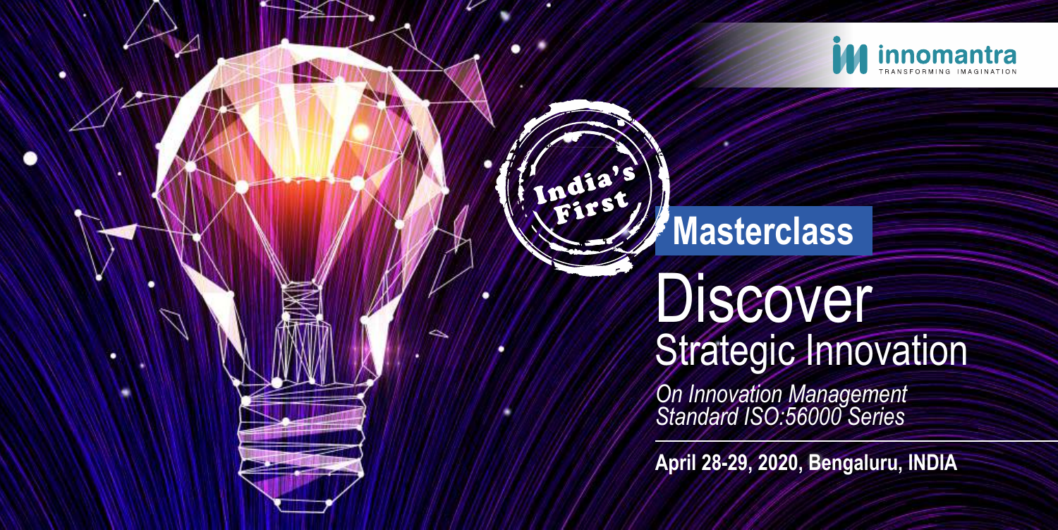innomantra
TRANSFORMING IMAGINATION

India's First

**Masterclass**

# Discover
## Strategic Innovation

*On Innovation Management Standard ISO:56000 Series*

**April 28-29, 2020, Bengaluru, INDIA**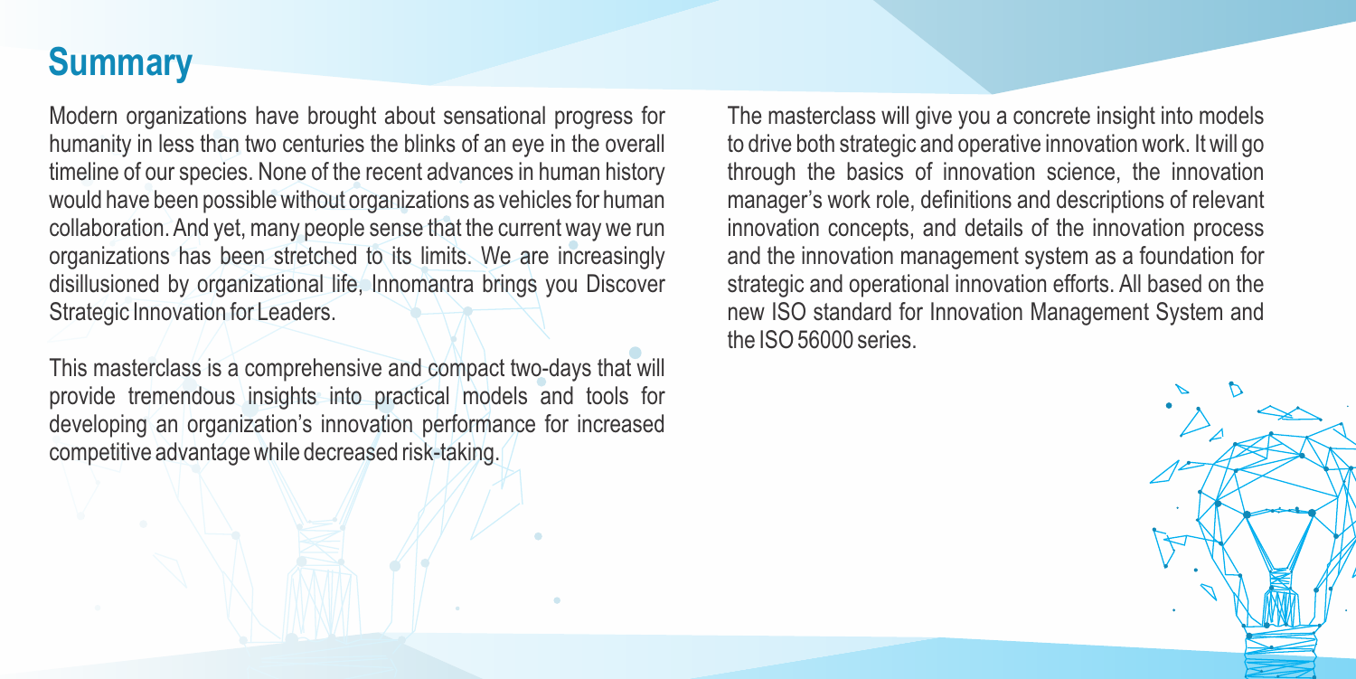## Summary

Modern organizations have brought about sensational progress for humanity in less than two centuries the blinks of an eye in the overall timeline of our species. None of the recent advances in human history would have been possible without organizations as vehicles for human collaboration. And yet, many people sense that the current way we run organizations has been stretched to its limits. We are increasingly disillusioned by organizational life, Innomantra brings you Discover Strategic Innovation for Leaders.

This masterclass is a comprehensive and compact two-days that will provide tremendous insights into practical models and tools for developing an organization's innovation performance for increased competitive advantage while decreased risk-taking.

The masterclass will give you a concrete insight into models to drive both strategic and operative innovation work. It will go through the basics of innovation science, the innovation manager's work role, definitions and descriptions of relevant innovation concepts, and details of the innovation process and the innovation management system as a foundation for strategic and operational innovation efforts. All based on the new ISO standard for Innovation Management System and the ISO 56000 series.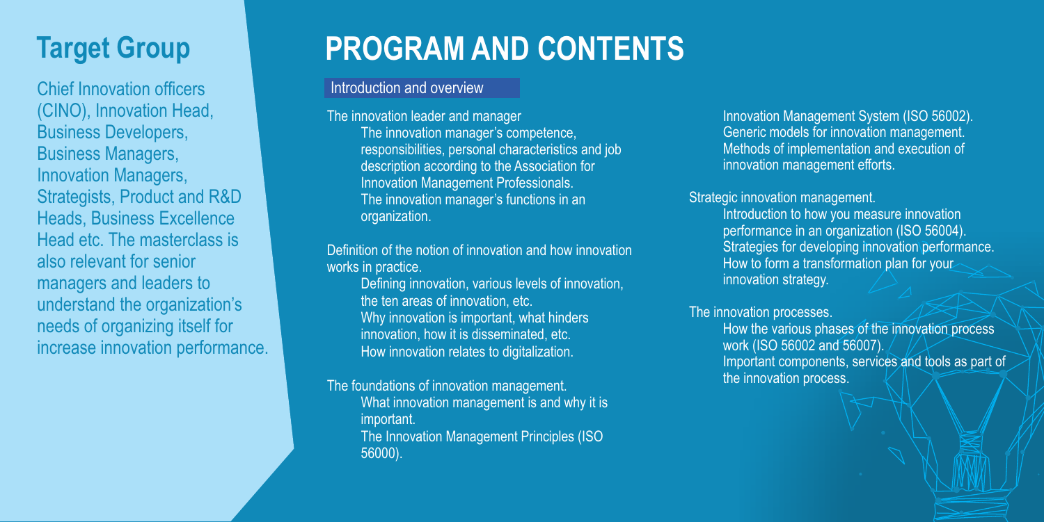## Target Group

Chief Innovation officers (CINO), Innovation Head, Business Developers, Business Managers, Innovation Managers, Strategists, Product and R&D Heads, Business Excellence Head etc. The masterclass is also relevant for senior managers and leaders to understand the organization's needs of organizing itself for increase innovation performance.

# PROGRAM AND CONTENTS

### Introduction and overview

The innovation leader and manager

- The innovation manager's competence, responsibilities, personal characteristics and job description according to the Association for Innovation Management Professionals.
- The innovation manager's functions in an organization.

Definition of the notion of innovation and how innovation works in practice.

- Defining innovation, various levels of innovation, the ten areas of innovation, etc.
- Why innovation is important, what hinders innovation, how it is disseminated, etc.
- How innovation relates to digitalization.

The foundations of innovation management.

- What innovation management is and why it is important.
- The Innovation Management Principles (ISO 56000).
- Innovation Management System (ISO 56002).
- Generic models for innovation management.
- Methods of implementation and execution of innovation management efforts.

Strategic innovation management.

- Introduction to how you measure innovation performance in an organization (ISO 56004).
- Strategies for developing innovation performance.
- How to form a transformation plan for your innovation strategy.

The innovation processes.

- How the various phases of the innovation process work (ISO 56002 and 56007).
- Important components, services and tools as part of the innovation process.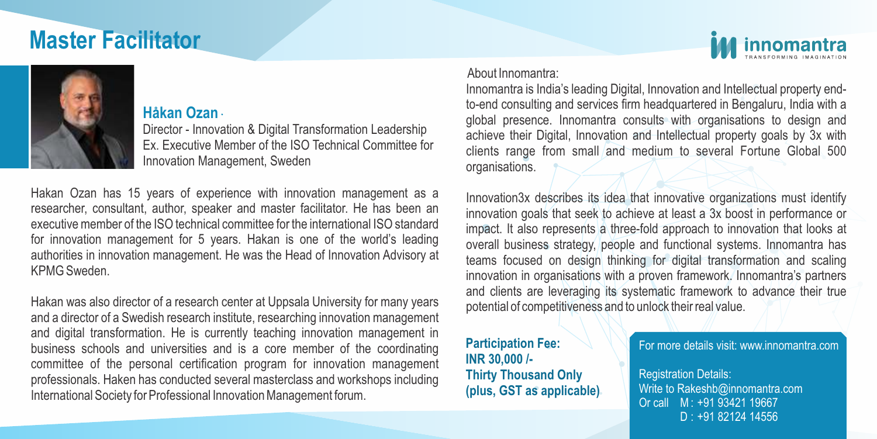# Master Facilitator

**innomantra**
TRANSFORMING IMAGINATION

### Håkan Ozan

Director - Innovation & Digital Transformation Leadership
Ex. Executive Member of the ISO Technical Committee for Innovation Management, Sweden

Hakan Ozan has 15 years of experience with innovation management as a researcher, consultant, author, speaker and master facilitator. He has been an executive member of the ISO technical committee for the international ISO standard for innovation management for 5 years. Hakan is one of the world's leading authorities in innovation management. He was the Head of Innovation Advisory at KPMG Sweden.

Hakan was also director of a research center at Uppsala University for many years and a director of a Swedish research institute, researching innovation management and digital transformation. He is currently teaching innovation management in business schools and universities and is a core member of the coordinating committee of the personal certification program for innovation management professionals. Haken has conducted several masterclass and workshops including International Society for Professional Innovation Management forum.

About Innomantra:

Innomantra is India's leading Digital, Innovation and Intellectual property end-to-end consulting and services firm headquartered in Bengaluru, India with a global presence. Innomantra consults with organisations to design and achieve their Digital, Innovation and Intellectual property goals by 3x with clients range from small and medium to several Fortune Global 500 organisations.

Innovation3x describes its idea that innovative organizations must identify innovation goals that seek to achieve at least a 3x boost in performance or impact. It also represents a three-fold approach to innovation that looks at overall business strategy, people and functional systems. Innomantra has teams focused on design thinking for digital transformation and scaling innovation in organisations with a proven framework. Innomantra's partners and clients are leveraging its systematic framework to advance their true potential of competitiveness and to unlock their real value.

**Participation Fee:**
**INR 30,000 /-**
**Thirty Thousand Only**
**(plus, GST as applicable)**

For more details visit: www.innomantra.com

Registration Details:
Write to Rakeshb@innomantra.com
Or call M : +91 93421 19667
D : +91 82124 14556